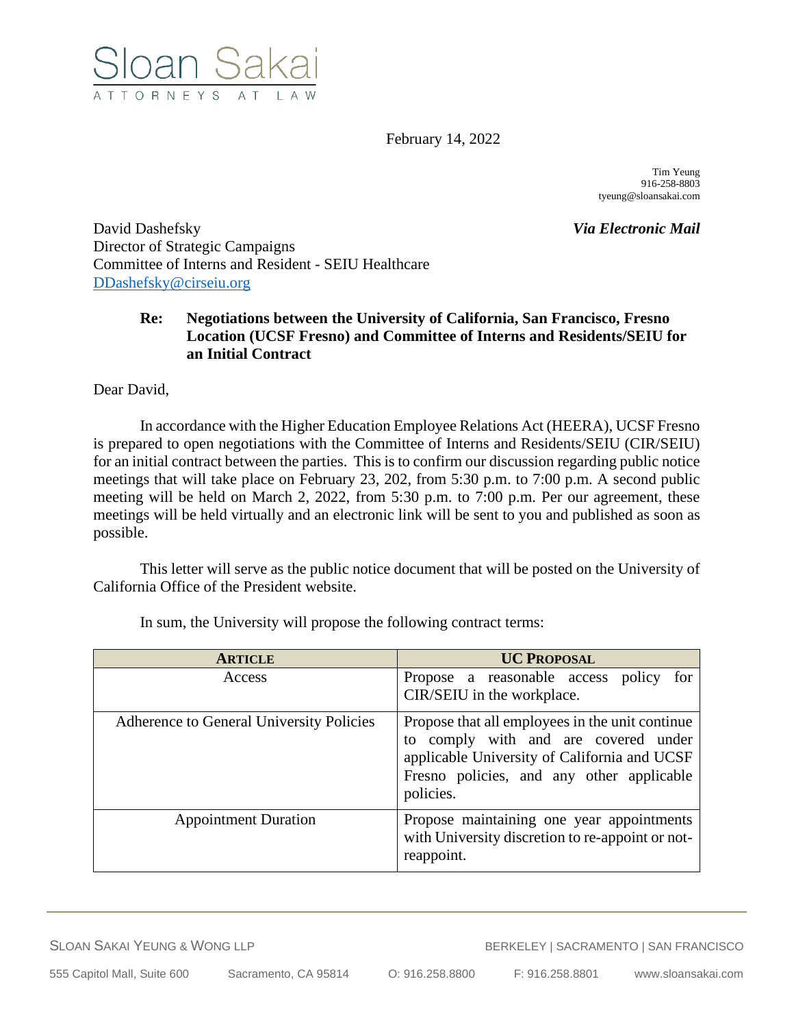Sloan Sakai

ATTORNEYS AT LAW

February 14, 2022

Tim Yeung
916-258-8803
tyeung@sloansakai.com

David Dashefsky
Director of Strategic Campaigns
Committee of Interns and Resident - SEIU Healthcare
DDashefsky@cirseiu.org

***Via Electronic Mail***

**Re: Negotiations between the University of California, San Francisco, Fresno Location (UCSF Fresno) and Committee of Interns and Residents/SEIU for an Initial Contract**

Dear David,

In accordance with the Higher Education Employee Relations Act (HEERA), UCSF Fresno is prepared to open negotiations with the Committee of Interns and Residents/SEIU (CIR/SEIU) for an initial contract between the parties. This is to confirm our discussion regarding public notice meetings that will take place on February 23, 202, from 5:30 p.m. to 7:00 p.m. A second public meeting will be held on March 2, 2022, from 5:30 p.m. to 7:00 p.m. Per our agreement, these meetings will be held virtually and an electronic link will be sent to you and published as soon as possible.

This letter will serve as the public notice document that will be posted on the University of California Office of the President website.

In sum, the University will propose the following contract terms:

| ARTICLE | UC PROPOSAL |
|---|---|
| Access | Propose a reasonable access policy for CIR/SEIU in the workplace. |
| Adherence to General University Policies | Propose that all employees in the unit continue to comply with and are covered under applicable University of California and UCSF Fresno policies, and any other applicable policies. |
| Appointment Duration | Propose maintaining one year appointments with University discretion to re-appoint or not-reappoint. |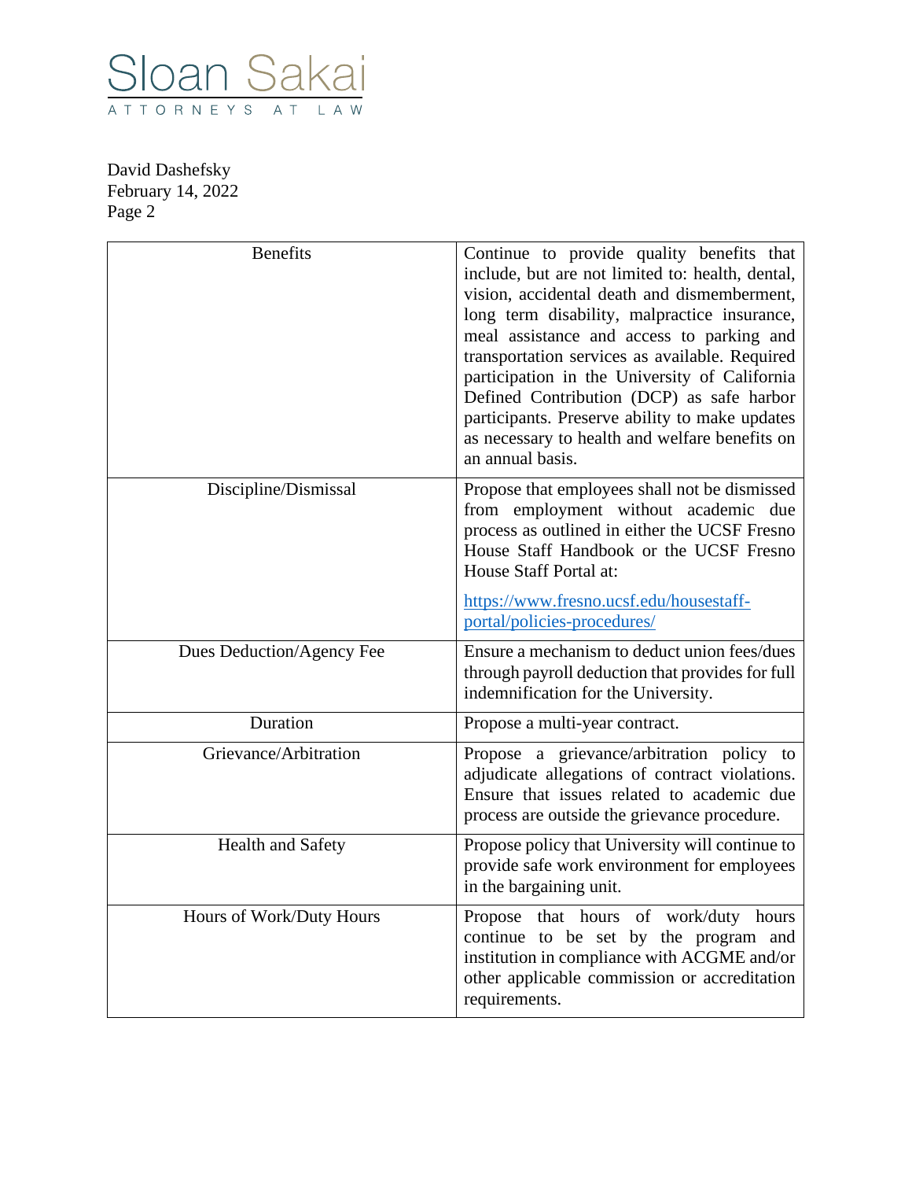| Benefits | Continue to provide quality benefits that include, but are not limited to: health, dental, vision, accidental death and dismemberment, long term disability, malpractice insurance, meal assistance and access to parking and transportation services as available. Required participation in the University of California Defined Contribution (DCP) as safe harbor participants. Preserve ability to make updates as necessary to health and welfare benefits on an annual basis. |
|---|---|
| Discipline/Dismissal | Propose that employees shall not be dismissed from employment without academic due process as outlined in either the UCSF Fresno House Staff Handbook or the UCSF Fresno House Staff Portal at: [https://www.fresno.ucsf.edu/housestaff-portal/policies-procedures/](https://www.fresno.ucsf.edu/housestaff-portal/policies-procedures/) |
| Dues Deduction/Agency Fee | Ensure a mechanism to deduct union fees/dues through payroll deduction that provides for full indemnification for the University. |
| Duration | Propose a multi-year contract. |
| Grievance/Arbitration | Propose a grievance/arbitration policy to adjudicate allegations of contract violations. Ensure that issues related to academic due process are outside the grievance procedure. |
| Health and Safety | Propose policy that University will continue to provide safe work environment for employees in the bargaining unit. |
| Hours of Work/Duty Hours | Propose that hours of work/duty hours continue to be set by the program and institution in compliance with ACGME and/or other applicable commission or accreditation requirements. |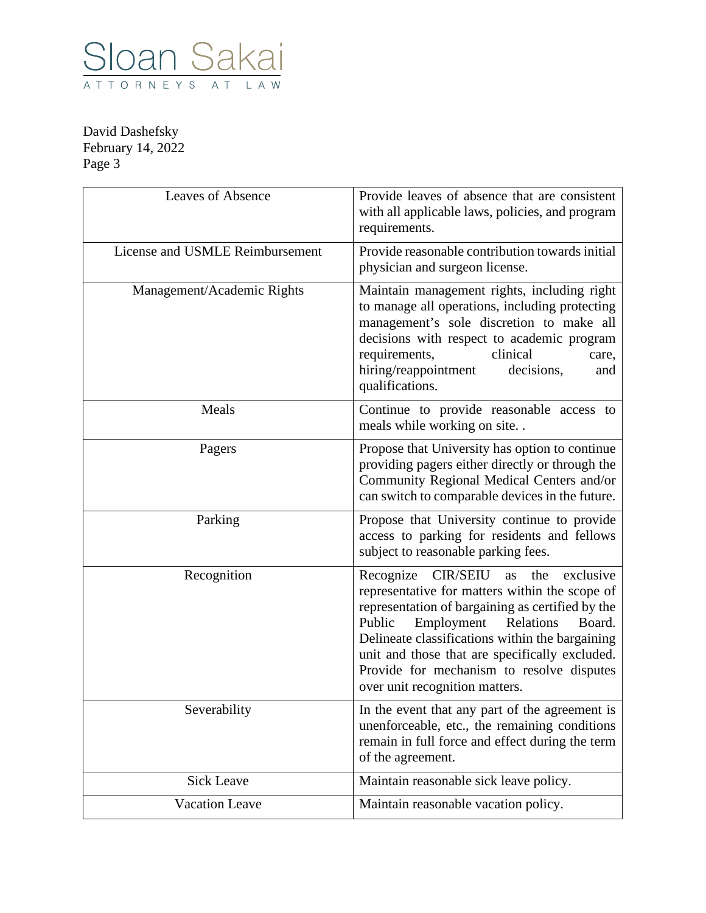| | |
|---|---|
| Leaves of Absence | Provide leaves of absence that are consistent with all applicable laws, policies, and program requirements. |
| License and USMLE Reimbursement | Provide reasonable contribution towards initial physician and surgeon license. |
| Management/Academic Rights | Maintain management rights, including right to manage all operations, including protecting management's sole discretion to make all decisions with respect to academic program requirements, clinical care, hiring/reappointment decisions, and qualifications. |
| Meals | Continue to provide reasonable access to meals while working on site. . |
| Pagers | Propose that University has option to continue providing pagers either directly or through the Community Regional Medical Centers and/or can switch to comparable devices in the future. |
| Parking | Propose that University continue to provide access to parking for residents and fellows subject to reasonable parking fees. |
| Recognition | Recognize CIR/SEIU as the exclusive representative for matters within the scope of representation of bargaining as certified by the Public Employment Relations Board. Delineate classifications within the bargaining unit and those that are specifically excluded. Provide for mechanism to resolve disputes over unit recognition matters. |
| Severability | In the event that any part of the agreement is unenforceable, etc., the remaining conditions remain in full force and effect during the term of the agreement. |
| Sick Leave | Maintain reasonable sick leave policy. |
| Vacation Leave | Maintain reasonable vacation policy. |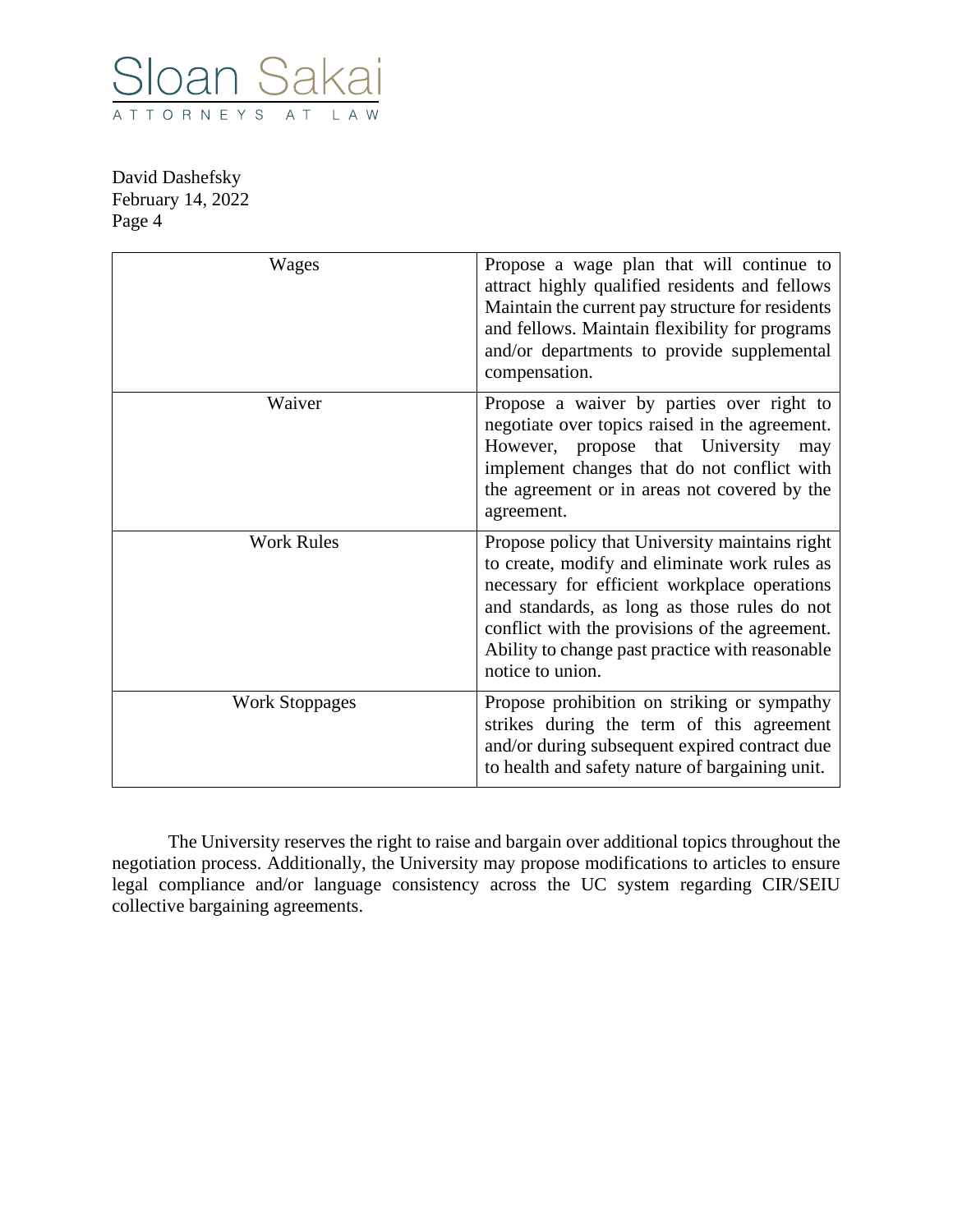| Wages | Propose a wage plan that will continue to attract highly qualified residents and fellows Maintain the current pay structure for residents and fellows. Maintain flexibility for programs and/or departments to provide supplemental compensation. |
|---|---|
| Waiver | Propose a waiver by parties over right to negotiate over topics raised in the agreement. However, propose that University may implement changes that do not conflict with the agreement or in areas not covered by the agreement. |
| Work Rules | Propose policy that University maintains right to create, modify and eliminate work rules as necessary for efficient workplace operations and standards, as long as those rules do not conflict with the provisions of the agreement. Ability to change past practice with reasonable notice to union. |
| Work Stoppages | Propose prohibition on striking or sympathy strikes during the term of this agreement and/or during subsequent expired contract due to health and safety nature of bargaining unit. |

The University reserves the right to raise and bargain over additional topics throughout the negotiation process. Additionally, the University may propose modifications to articles to ensure legal compliance and/or language consistency across the UC system regarding CIR/SEIU collective bargaining agreements.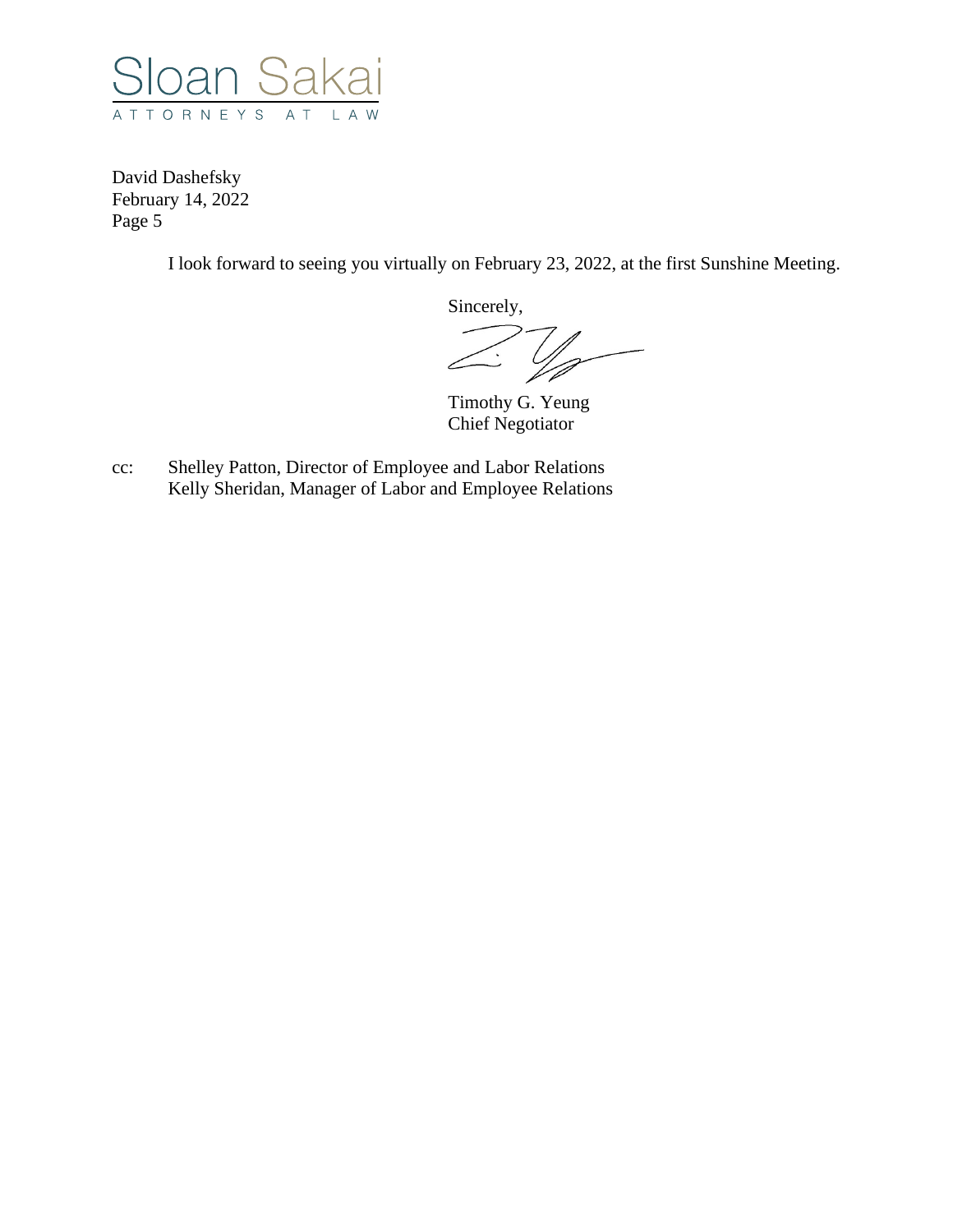I look forward to seeing you virtually on February 23, 2022, at the first Sunshine Meeting.

Sincerely,

Timothy G. Yeung
Chief Negotiator

cc: Shelley Patton, Director of Employee and Labor Relations
Kelly Sheridan, Manager of Labor and Employee Relations